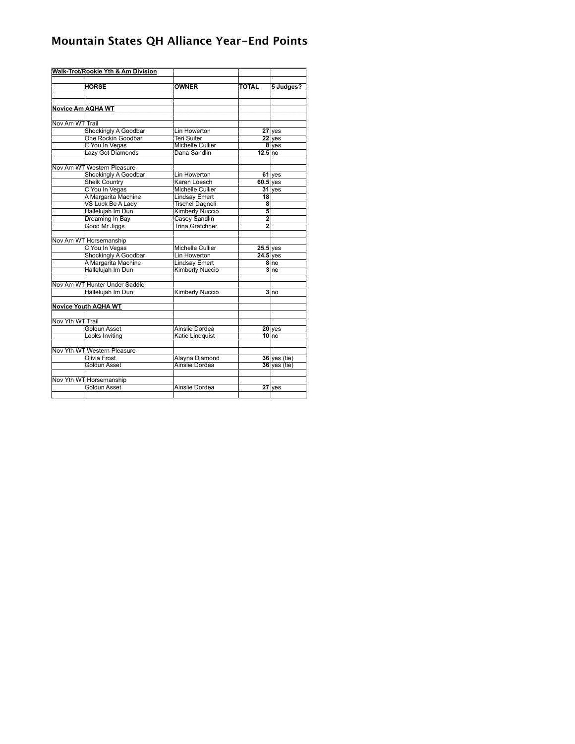# Mountain States QH Alliance Year-End Points

| Walk-Trot/Rookie Yth & Am Division | | | | |
|---|---|---|---|---|
| | **HORSE** | **OWNER** | **TOTAL** | **5 Judges?** |
| **Novice Am AQHA WT** | | | | |
| Nov Am WT Trail | | | | |
| | Shockingly A Goodbar | Lin Howerton | 27 | yes |
| | One Rockin Goodbar | Teri Suiter | 22 | yes |
| | C You In Vegas | Michelle Cullier | 8 | yes |
| | Lazy Got Diamonds | Dana Sandlin | 12.5 | no |
| Nov Am WT Western Pleasure | | | | |
| | Shockingly A Goodbar | Lin Howerton | 61 | yes |
| | Sheik Country | Karen Loesch | 60.5 | yes |
| | C You In Vegas | Michelle Cullier | 31 | yes |
| | A Margarita Machine | Lindsay Emert | 18 | |
| | VS Luck Be A Lady | Tischel Dagnoli | 8 | |
| | Hallelujah Im Dun | Kimberly Nuccio | 5 | |
| | Dreaming In Bay | Casey Sandlin | 2 | |
| | Good Mr Jiggs | Trina Gratchner | 2 | |
| Nov Am WT Horsemanship | | | | |
| | C You In Vegas | Michelle Cullier | 25.5 | yes |
| | Shockingly A Goodbar | Lin Howerton | 24.5 | yes |
| | A Margarita Machine | Lindsay Emert | 8 | no |
| | Hallelujah Im Dun | Kimberly Nuccio | 3 | no |
| Nov Am WT Hunter Under Saddle | | | | |
| | Hallelujah Im Dun | Kimberly Nuccio | 3 | no |
| **Novice Youth AQHA WT** | | | | |
| Nov Yth WT Trail | | | | |
| | Goldun Asset | Ainslie Dordea | 20 | yes |
| | Looks Inviting | Katie Lindquist | 10 | no |
| Nov Yth WT Western Pleasure | | | | |
| | Olivia Frost | Alayna Diamond | 36 | yes (tie) |
| | Goldun Asset | Ainslie Dordea | 36 | yes (tie) |
| Nov Yth WT Horsemanship | | | | |
| | Goldun Asset | Ainslie Dordea | 27 | yes |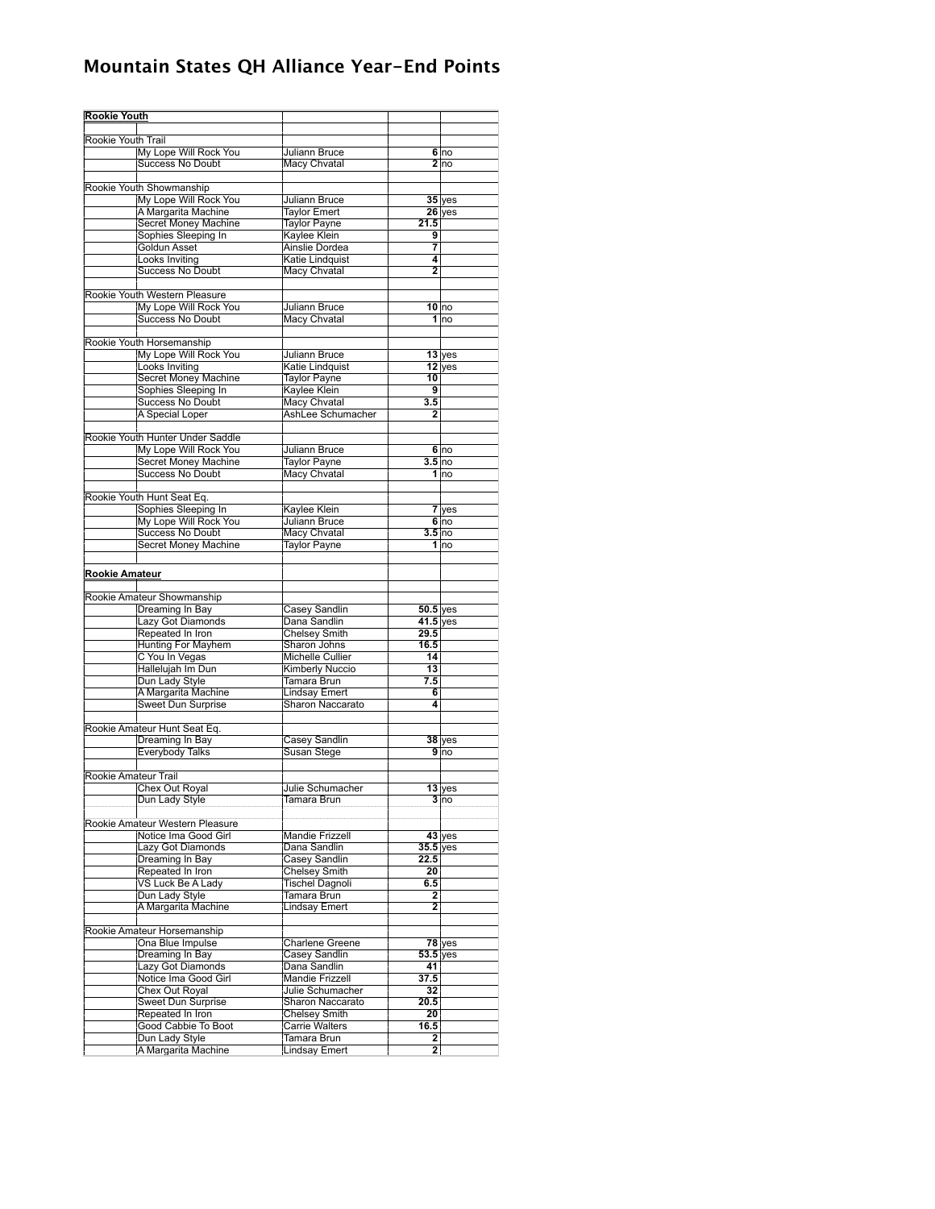# Mountain States QH Alliance Year-End Points

| | | | | |
|---|---|---|---|---|
| **Rookie Youth** | | | | |
| | | | | |
| Rookie Youth Trail | | | | |
| | My Lope Will Rock You | Juliann Bruce | 6 | no |
| | Success No Doubt | Macy Chvatal | 2 | no |
| | | | | |
| Rookie Youth Showmanship | | | | |
| | My Lope Will Rock You | Juliann Bruce | 35 | yes |
| | A Margarita Machine | Taylor Emert | 26 | yes |
| | Secret Money Machine | Taylor Payne | 21.5 | |
| | Sophies Sleeping In | Kaylee Klein | 9 | |
| | Goldun Asset | Ainslie Dordea | 7 | |
| | Looks Inviting | Katie Lindquist | 4 | |
| | Success No Doubt | Macy Chvatal | 2 | |
| | | | | |
| Rookie Youth Western Pleasure | | | | |
| | My Lope Will Rock You | Juliann Bruce | 10 | no |
| | Success No Doubt | Macy Chvatal | 1 | no |
| | | | | |
| Rookie Youth Horsemanship | | | | |
| | My Lope Will Rock You | Juliann Bruce | 13 | yes |
| | Looks Inviting | Katie Lindquist | 12 | yes |
| | Secret Money Machine | Taylor Payne | 10 | |
| | Sophies Sleeping In | Kaylee Klein | 9 | |
| | Success No Doubt | Macy Chvatal | 3.5 | |
| | A Special Loper | AshLee Schumacher | 2 | |
| | | | | |
| Rookie Youth Hunter Under Saddle | | | | |
| | My Lope Will Rock You | Juliann Bruce | 6 | no |
| | Secret Money Machine | Taylor Payne | 3.5 | no |
| | Success No Doubt | Macy Chvatal | 1 | no |
| | | | | |
| Rookie Youth Hunt Seat Eq. | | | | |
| | Sophies Sleeping In | Kaylee Klein | 7 | yes |
| | My Lope Will Rock You | Juliann Bruce | 6 | no |
| | Success No Doubt | Macy Chvatal | 3.5 | no |
| | Secret Money Machine | Taylor Payne | 1 | no |
| | | | | |
| **Rookie Amateur** | | | | |
| | | | | |
| Rookie Amateur Showmanship | | | | |
| | Dreaming In Bay | Casey Sandlin | 50.5 | yes |
| | Lazy Got Diamonds | Dana Sandlin | 41.5 | yes |
| | Repeated In Iron | Chelsey Smith | 29.5 | |
| | Hunting For Mayhem | Sharon Johns | 16.5 | |
| | C You In Vegas | Michelle Cullier | 14 | |
| | Hallelujah Im Dun | Kimberly Nuccio | 13 | |
| | Dun Lady Style | Tamara Brun | 7.5 | |
| | A Margarita Machine | Lindsay Emert | 6 | |
| | Sweet Dun Surprise | Sharon Naccarato | 4 | |
| | | | | |
| Rookie Amateur Hunt Seat Eq. | | | | |
| | Dreaming In Bay | Casey Sandlin | 38 | yes |
| | Everybody Talks | Susan Stege | 9 | no |
| | | | | |
| Rookie Amateur Trail | | | | |
| | Chex Out Royal | Julie Schumacher | 13 | yes |
| | Dun Lady Style | Tamara Brun | 3 | no |
| | | | | |
| Rookie Amateur Western Pleasure | | | | |
| | Notice Ima Good Girl | Mandie Frizzell | 43 | yes |
| | Lazy Got Diamonds | Dana Sandlin | 35.5 | yes |
| | Dreaming In Bay | Casey Sandlin | 22.5 | |
| | Repeated In Iron | Chelsey Smith | 20 | |
| | VS Luck Be A Lady | Tischel Dagnoli | 6.5 | |
| | Dun Lady Style | Tamara Brun | 2 | |
| | A Margarita Machine | Lindsay Emert | 2 | |
| | | | | |
| Rookie Amateur Horsemanship | | | | |
| | Ona Blue Impulse | Charlene Greene | 78 | yes |
| | Dreaming In Bay | Casey Sandlin | 53.5 | yes |
| | Lazy Got Diamonds | Dana Sandlin | 41 | |
| | Notice Ima Good Girl | Mandie Frizzell | 37.5 | |
| | Chex Out Royal | Julie Schumacher | 32 | |
| | Sweet Dun Surprise | Sharon Naccarato | 20.5 | |
| | Repeated In Iron | Chelsey Smith | 20 | |
| | Good Cabbie To Boot | Carrie Walters | 16.5 | |
| | Dun Lady Style | Tamara Brun | 2 | |
| | A Margarita Machine | Lindsay Emert | 2 | |